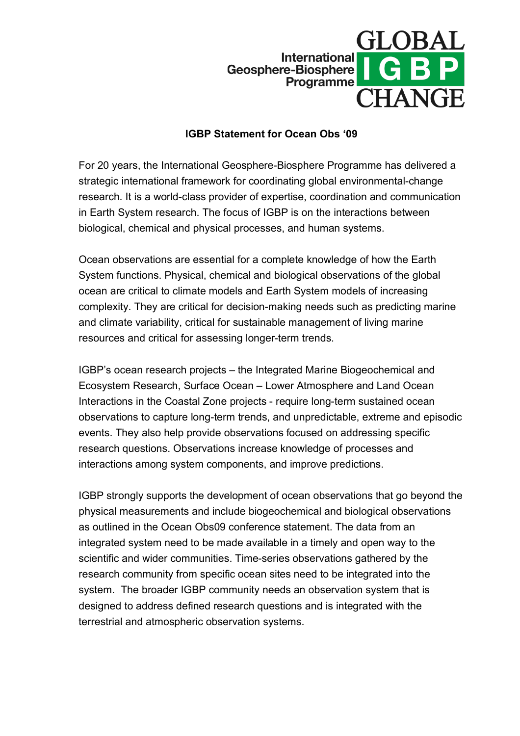International Geosphere-Biosphere Programme

GLOBAL IGBP CHANGE

# IGBP Statement for Ocean Obs '09

For 20 years, the International Geosphere-Biosphere Programme has delivered a strategic international framework for coordinating global environmental-change research. It is a world-class provider of expertise, coordination and communication in Earth System research. The focus of IGBP is on the interactions between biological, chemical and physical processes, and human systems.

Ocean observations are essential for a complete knowledge of how the Earth System functions. Physical, chemical and biological observations of the global ocean are critical to climate models and Earth System models of increasing complexity. They are critical for decision-making needs such as predicting marine and climate variability, critical for sustainable management of living marine resources and critical for assessing longer-term trends.

IGBP's ocean research projects – the Integrated Marine Biogeochemical and Ecosystem Research, Surface Ocean – Lower Atmosphere and Land Ocean Interactions in the Coastal Zone projects - require long-term sustained ocean observations to capture long-term trends, and unpredictable, extreme and episodic events. They also help provide observations focused on addressing specific research questions. Observations increase knowledge of processes and interactions among system components, and improve predictions.

IGBP strongly supports the development of ocean observations that go beyond the physical measurements and include biogeochemical and biological observations as outlined in the Ocean Obs09 conference statement. The data from an integrated system need to be made available in a timely and open way to the scientific and wider communities. Time-series observations gathered by the research community from specific ocean sites need to be integrated into the system. The broader IGBP community needs an observation system that is designed to address defined research questions and is integrated with the terrestrial and atmospheric observation systems.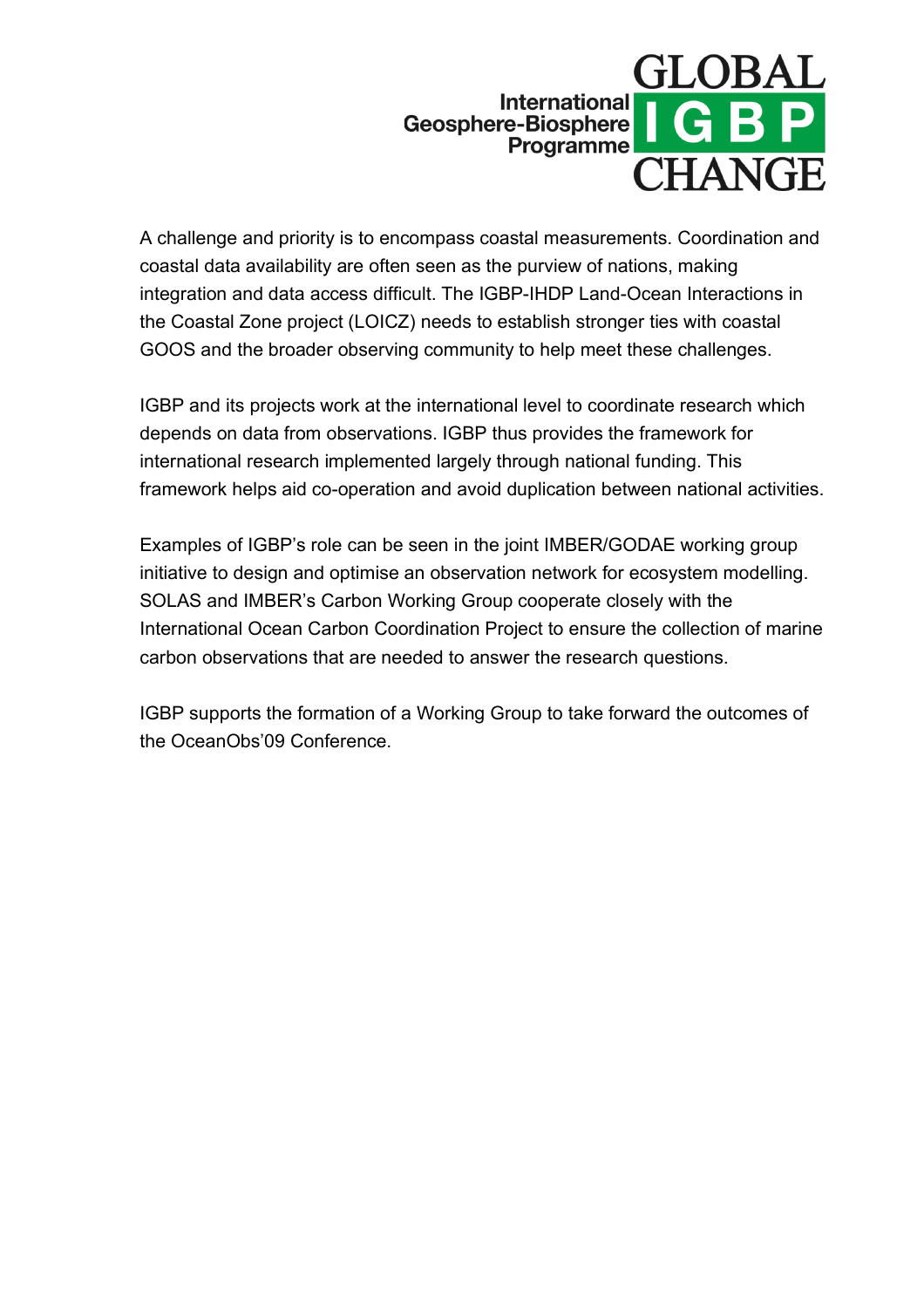A challenge and priority is to encompass coastal measurements. Coordination and coastal data availability are often seen as the purview of nations, making integration and data access difficult. The IGBP-IHDP Land-Ocean Interactions in the Coastal Zone project (LOICZ) needs to establish stronger ties with coastal GOOS and the broader observing community to help meet these challenges.

IGBP and its projects work at the international level to coordinate research which depends on data from observations. IGBP thus provides the framework for international research implemented largely through national funding. This framework helps aid co-operation and avoid duplication between national activities.

Examples of IGBP's role can be seen in the joint IMBER/GODAE working group initiative to design and optimise an observation network for ecosystem modelling. SOLAS and IMBER's Carbon Working Group cooperate closely with the International Ocean Carbon Coordination Project to ensure the collection of marine carbon observations that are needed to answer the research questions.

IGBP supports the formation of a Working Group to take forward the outcomes of the OceanObs'09 Conference.